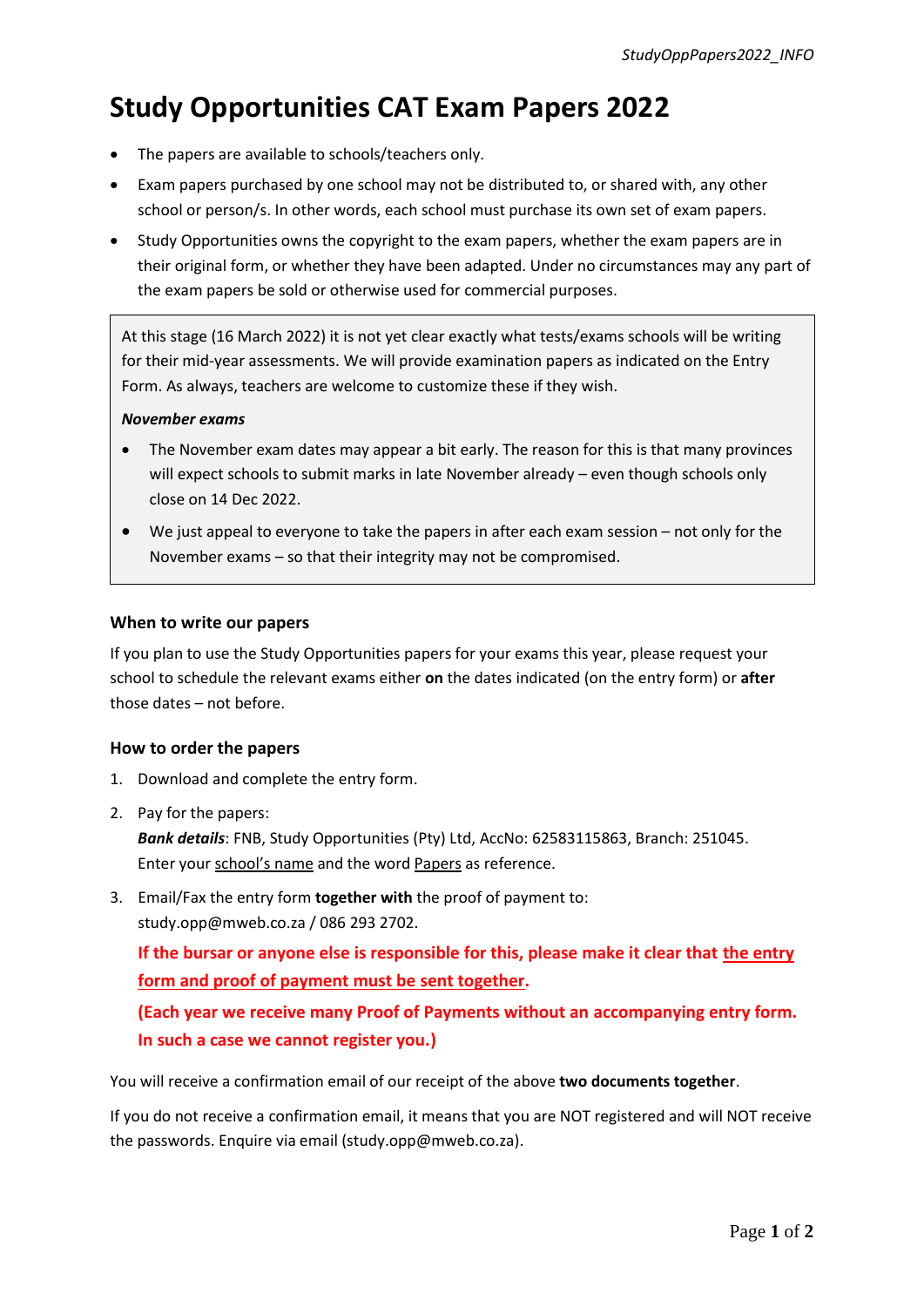# Study Opportunities CAT Exam Papers 2022

- The papers are available to schools/teachers only.
- Exam papers purchased by one school may not be distributed to, or shared with, any other school or person/s. In other words, each school must purchase its own set of exam papers.
- Study Opportunities owns the copyright to the exam papers, whether the exam papers are in their original form, or whether they have been adapted. Under no circumstances may any part of the exam papers be sold or otherwise used for commercial purposes.

At this stage (16 March 2022) it is not yet clear exactly what tests/exams schools will be writing for their mid-year assessments. We will provide examination papers as indicated on the Entry Form. As always, teachers are welcome to customize these if they wish.

***November exams***

- The November exam dates may appear a bit early. The reason for this is that many provinces will expect schools to submit marks in late November already – even though schools only close on 14 Dec 2022.
- We just appeal to everyone to take the papers in after each exam session – not only for the November exams – so that their integrity may not be compromised.

### When to write our papers

If you plan to use the Study Opportunities papers for your exams this year, please request your school to schedule the relevant exams either **on** the dates indicated (on the entry form) or **after** those dates – not before.

### How to order the papers

1. Download and complete the entry form.
2. Pay for the papers:
   ***Bank details***: FNB, Study Opportunities (Pty) Ltd, AccNo: 62583115863, Branch: 251045.
   Enter your school's name and the word Papers as reference.
3. Email/Fax the entry form **together with** the proof of payment to:
   study.opp@mweb.co.za / 086 293 2702.

   **If the bursar or anyone else is responsible for this, please make it clear that the entry form and proof of payment must be sent together.**

   **(Each year we receive many Proof of Payments without an accompanying entry form. In such a case we cannot register you.)**

You will receive a confirmation email of our receipt of the above **two documents together**.

If you do not receive a confirmation email, it means that you are NOT registered and will NOT receive the passwords. Enquire via email (study.opp@mweb.co.za).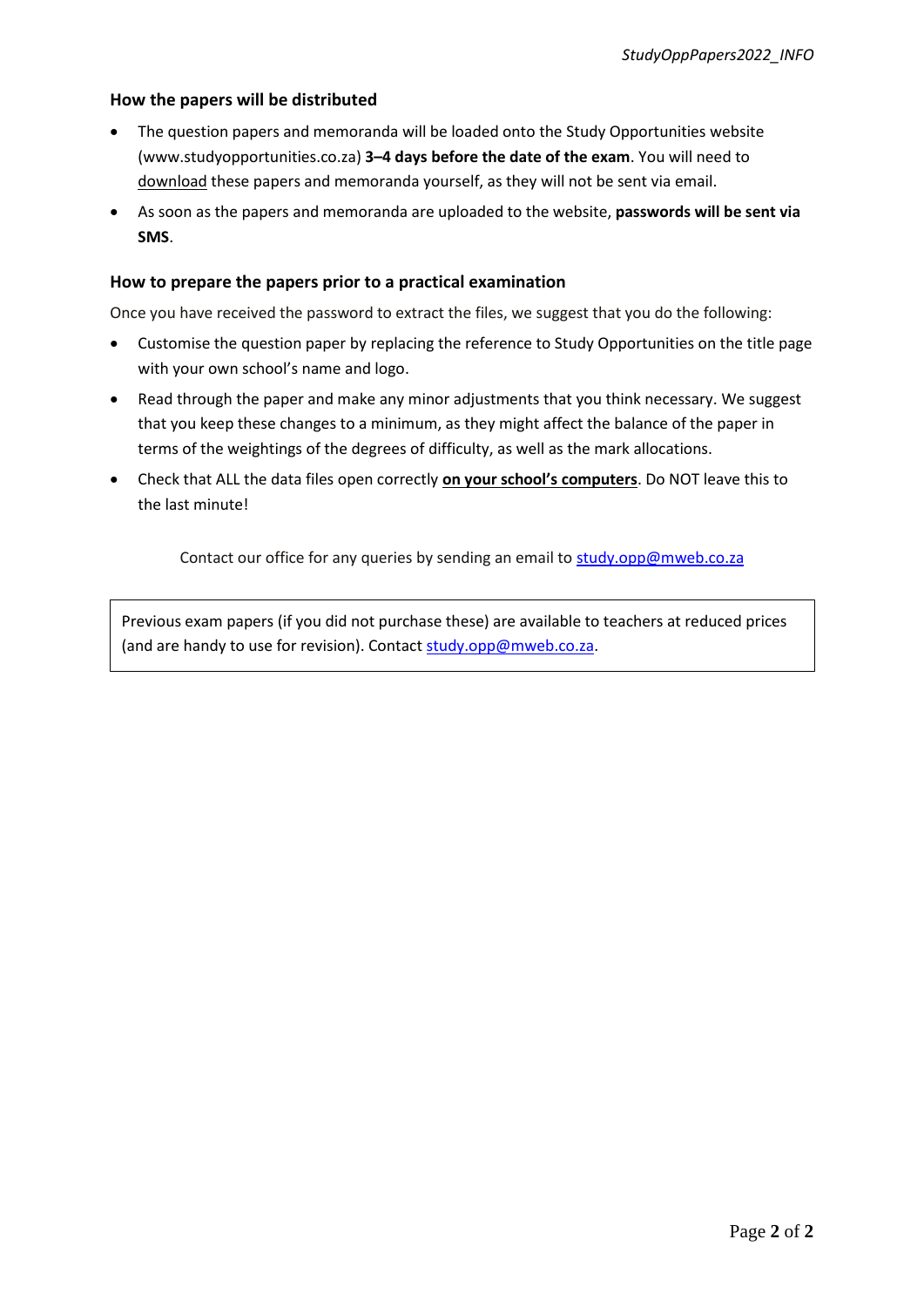### How the papers will be distributed

- The question papers and memoranda will be loaded onto the Study Opportunities website (www.studyopportunities.co.za) **3–4 days before the date of the exam**. You will need to download these papers and memoranda yourself, as they will not be sent via email.
- As soon as the papers and memoranda are uploaded to the website, **passwords will be sent via SMS**.

### How to prepare the papers prior to a practical examination

Once you have received the password to extract the files, we suggest that you do the following:

- Customise the question paper by replacing the reference to Study Opportunities on the title page with your own school's name and logo.
- Read through the paper and make any minor adjustments that you think necessary. We suggest that you keep these changes to a minimum, as they might affect the balance of the paper in terms of the weightings of the degrees of difficulty, as well as the mark allocations.
- Check that ALL the data files open correctly **on your school's computers**. Do NOT leave this to the last minute!

Contact our office for any queries by sending an email to study.opp@mweb.co.za

Previous exam papers (if you did not purchase these) are available to teachers at reduced prices (and are handy to use for revision). Contact study.opp@mweb.co.za.